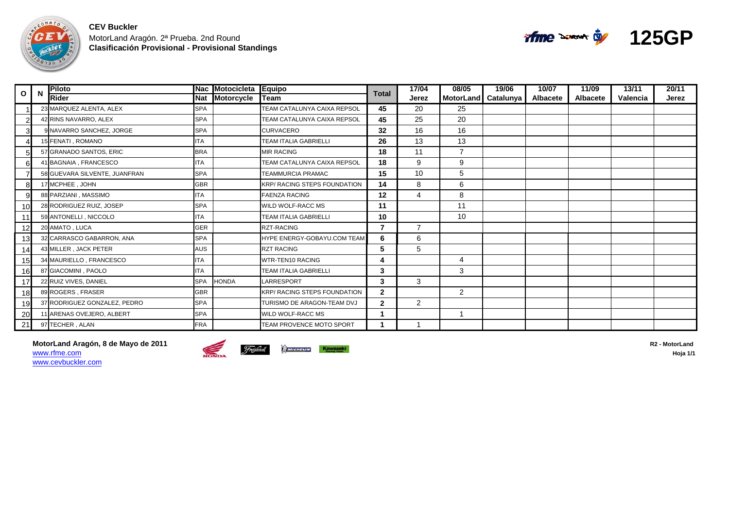**CEV Buckler**

MotorLand Aragón. 2ª Prueba. 2nd Round

**Clasificación Provisional - Provisional Standings**

**125GP**

| O | N | Piloto / Rider | Nac / Nat | Motocicleta / Motorcycle | Equipo / Team | Total | 17/04 Jerez | 08/05 MotorLand | 19/06 Catalunya | 10/07 Albacete | 11/09 Albacete | 13/11 Valencia | 20/11 Jerez |
|---|---|---|---|---|---|---|---|---|---|---|---|---|---|
| 1 | 23 | MARQUEZ ALENTA, ALEX | SPA | | TEAM CATALUNYA CAIXA REPSOL | 45 | 20 | 25 | | | | | |
| 2 | 42 | RINS NAVARRO, ALEX | SPA | | TEAM CATALUNYA CAIXA REPSOL | 45 | 25 | 20 | | | | | |
| 3 | 9 | NAVARRO SANCHEZ, JORGE | SPA | | CURVACERO | 32 | 16 | 16 | | | | | |
| 4 | 15 | FENATI , ROMANO | ITA | | TEAM ITALIA GABRIELLI | 26 | 13 | 13 | | | | | |
| 5 | 57 | GRANADO SANTOS, ERIC | BRA | | MIR RACING | 18 | 11 | 7 | | | | | |
| 6 | 41 | BAGNAIA , FRANCESCO | ITA | | TEAM CATALUNYA CAIXA REPSOL | 18 | 9 | 9 | | | | | |
| 7 | 58 | GUEVARA SILVENTE, JUANFRAN | SPA | | TEAMMURCIA PRAMAC | 15 | 10 | 5 | | | | | |
| 8 | 17 | MCPHEE , JOHN | GBR | | KRP/ RACING STEPS FOUNDATION | 14 | 8 | 6 | | | | | |
| 9 | 88 | PARZIANI , MASSIMO | ITA | | FAENZA RACING | 12 | 4 | 8 | | | | | |
| 10 | 28 | RODRIGUEZ RUIZ, JOSEP | SPA | | WILD WOLF-RACC MS | 11 | | 11 | | | | | |
| 11 | 59 | ANTONELLI , NICCOLO | ITA | | TEAM ITALIA GABRIELLI | 10 | | 10 | | | | | |
| 12 | 20 | AMATO , LUCA | GER | | RZT-RACING | 7 | 7 | | | | | | |
| 13 | 32 | CARRASCO GABARRON, ANA | SPA | | HYPE ENERGY-GOBAYU.COM TEAM | 6 | 6 | | | | | | |
| 14 | 43 | MILLER , JACK PETER | AUS | | RZT RACING | 5 | 5 | | | | | | |
| 15 | 34 | MAURIELLO , FRANCESCO | ITA | | WTR-TEN10 RACING | 4 | | 4 | | | | | |
| 16 | 87 | GIACOMINI , PAOLO | ITA | | TEAM ITALIA GABRIELLI | 3 | | 3 | | | | | |
| 17 | 22 | RUIZ VIVES, DANIEL | SPA | HONDA | LARRESPORT | 3 | 3 | | | | | | |
| 18 | 89 | ROGERS , FRASER | GBR | | KRP/ RACING STEPS FOUNDATION | 2 | | 2 | | | | | |
| 19 | 37 | RODRIGUEZ GONZALEZ, PEDRO | SPA | | TURISMO DE ARAGON-TEAM DVJ | 2 | 2 | | | | | | |
| 20 | 11 | ARENAS OVEJERO, ALBERT | SPA | | WILD WOLF-RACC MS | 1 | | 1 | | | | | |
| 21 | 97 | TECHER , ALAN | FRA | | TEAM PROVENCE MOTO SPORT | 1 | 1 | | | | | | |

**MotorLand Aragón, 8 de Mayo de 2011**

www.rfme.com

www.cevbuckler.com

**R2 - MotorLand**

**Hoja 1/1**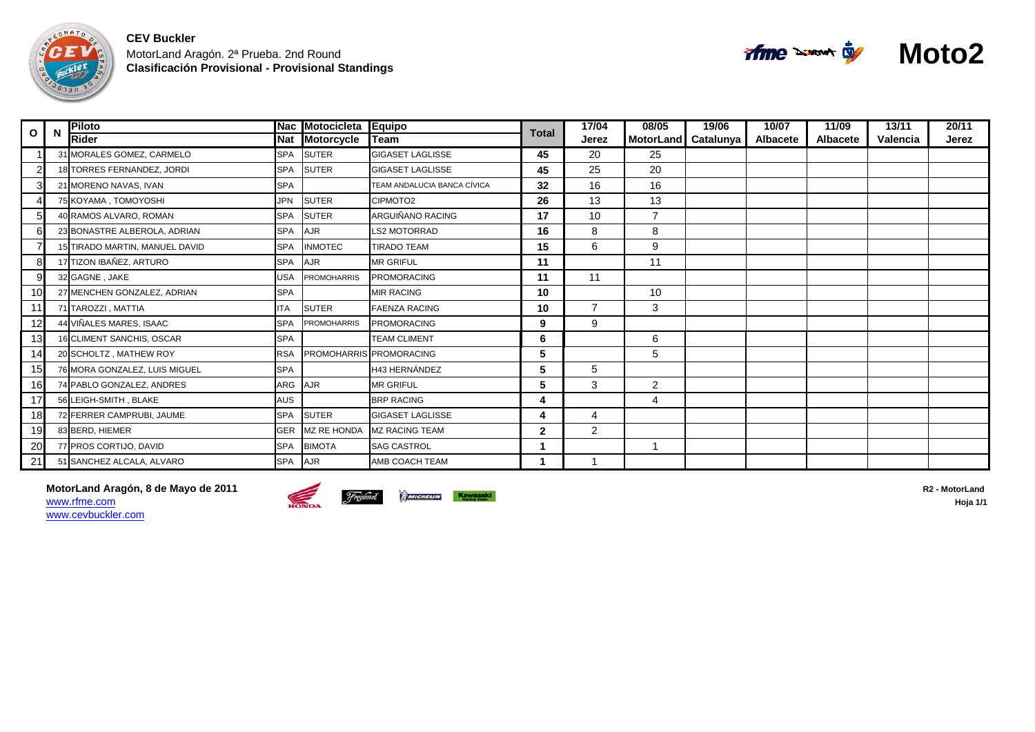**CEV Buckler**

MotorLand Aragón. 2ª Prueba. 2nd Round

**Clasificación Provisional - Provisional Standings**

# Moto2

| O | N | Piloto / Rider | Nac / Nat | Motocicleta / Motorcycle | Equipo / Team | Total | 17/04 Jerez | 08/05 MotorLand | 19/06 Catalunya | 10/07 Albacete | 11/09 Albacete | 13/11 Valencia | 20/11 Jerez |
|---|---|---|---|---|---|---|---|---|---|---|---|---|---|
| 1 | 31 | MORALES GOMEZ, CARMELO | SPA | SUTER | GIGASET LAGLISSE | 45 | 20 | 25 | | | | | |
| 2 | 18 | TORRES FERNANDEZ, JORDI | SPA | SUTER | GIGASET LAGLISSE | 45 | 25 | 20 | | | | | |
| 3 | 21 | MORENO NAVAS, IVAN | SPA | | TEAM ANDALUCIA BANCA CÍVICA | 32 | 16 | 16 | | | | | |
| 4 | 75 | KOYAMA , TOMOYOSHI | JPN | SUTER | CIPMOTO2 | 26 | 13 | 13 | | | | | |
| 5 | 40 | RAMOS ALVARO, ROMAN | SPA | SUTER | ARGUIÑANO RACING | 17 | 10 | 7 | | | | | |
| 6 | 23 | BONASTRE ALBEROLA, ADRIAN | SPA | AJR | LS2 MOTORRAD | 16 | 8 | 8 | | | | | |
| 7 | 15 | TIRADO MARTIN, MANUEL DAVID | SPA | INMOTEC | TIRADO TEAM | 15 | 6 | 9 | | | | | |
| 8 | 17 | TIZON IBAÑEZ, ARTURO | SPA | AJR | MR GRIFUL | 11 | | 11 | | | | | |
| 9 | 32 | GAGNE , JAKE | USA | PROMOHARRIS | PROMORACING | 11 | 11 | | | | | | |
| 10 | 27 | MENCHEN GONZALEZ, ADRIAN | SPA | | MIR RACING | 10 | | 10 | | | | | |
| 11 | 71 | TAROZZI , MATTIA | ITA | SUTER | FAENZA RACING | 10 | 7 | 3 | | | | | |
| 12 | 44 | VIÑALES MARES, ISAAC | SPA | PROMOHARRIS | PROMORACING | 9 | 9 | | | | | | |
| 13 | 16 | CLIMENT SANCHIS, OSCAR | SPA | | TEAM CLIMENT | 6 | | 6 | | | | | |
| 14 | 20 | SCHOLTZ , MATHEW ROY | RSA | PROMOHARRIS | PROMORACING | 5 | | 5 | | | | | |
| 15 | 76 | MORA GONZALEZ, LUIS MIGUEL | SPA | | H43 HERNÁNDEZ | 5 | 5 | | | | | | |
| 16 | 74 | PABLO GONZALEZ, ANDRES | ARG | AJR | MR GRIFUL | 5 | 3 | 2 | | | | | |
| 17 | 56 | LEIGH-SMITH , BLAKE | AUS | | BRP RACING | 4 | | 4 | | | | | |
| 18 | 72 | FERRER CAMPRUBI, JAUME | SPA | SUTER | GIGASET LAGLISSE | 4 | 4 | | | | | | |
| 19 | 83 | BERD, HIEMER | GER | MZ RE HONDA | MZ RACING TEAM | 2 | 2 | | | | | | |
| 20 | 77 | PROS CORTIJO, DAVID | SPA | BIMOTA | SAG CASTROL | 1 | | 1 | | | | | |
| 21 | 51 | SANCHEZ ALCALA, ALVARO | SPA | AJR | AMB COACH TEAM | 1 | 1 | | | | | | |

**MotorLand Aragón, 8 de Mayo de 2011**

www.rfme.com

www.cevbuckler.com

**R2 - MotorLand**

**Hoja 1/1**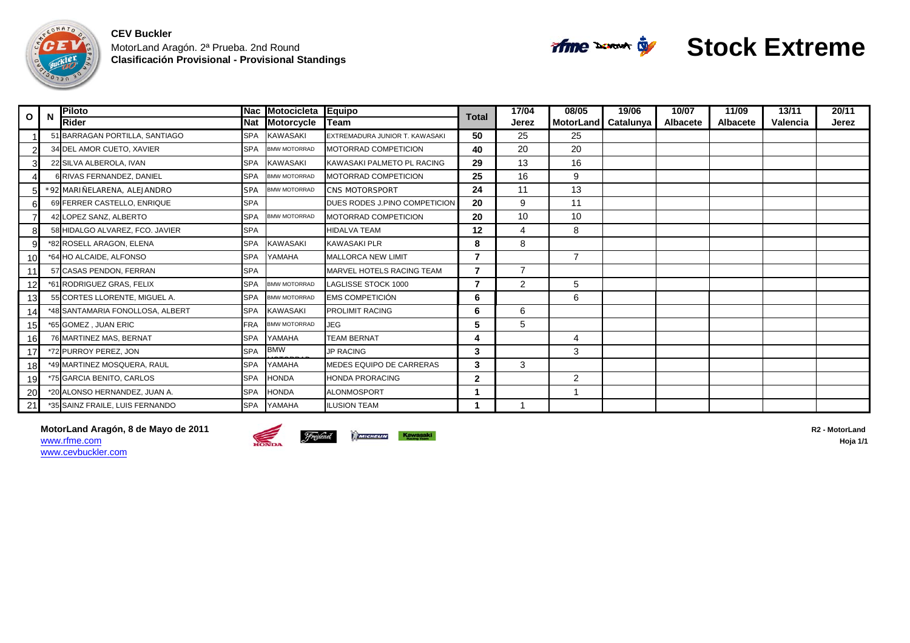**CEV Buckler**

MotorLand Aragón. 2ª Prueba. 2nd Round

**Clasificación Provisional - Provisional Standings**

# Stock Extreme

| O | N | Piloto<br>Rider | Nac<br>Nat | Motocicleta<br>Motorcycle | Equipo<br>Team | Total | 17/04<br>Jerez | 08/05<br>MotorLand | 19/06<br>Catalunya | 10/07<br>Albacete | 11/09<br>Albacete | 13/11<br>Valencia | 20/11<br>Jerez |
|---|---|---|---|---|---|---|---|---|---|---|---|---|---|
| 1 | 51 | BARRAGAN PORTILLA, SANTIAGO | SPA | KAWASAKI | EXTREMADURA JUNIOR T. KAWASAKI | 50 | 25 | 25 | | | | | |
| 2 | 34 | DEL AMOR CUETO, XAVIER | SPA | BMW MOTORRAD | MOTORRAD COMPETICION | 40 | 20 | 20 | | | | | |
| 3 | 22 | SILVA ALBEROLA, IVAN | SPA | KAWASAKI | KAWASAKI PALMETO PL RACING | 29 | 13 | 16 | | | | | |
| 4 | 6 | RIVAS FERNANDEZ, DANIEL | SPA | BMW MOTORRAD | MOTORRAD COMPETICION | 25 | 16 | 9 | | | | | |
| 5 | *92 | MARIÑELARENA, ALEJANDRO | SPA | BMW MOTORRAD | CNS MOTORSPORT | 24 | 11 | 13 | | | | | |
| 6 | 69 | FERRER CASTELLO, ENRIQUE | SPA | | DUES RODES J.PINO COMPETICION | 20 | 9 | 11 | | | | | |
| 7 | 42 | LOPEZ SANZ, ALBERTO | SPA | BMW MOTORRAD | MOTORRAD COMPETICION | 20 | 10 | 10 | | | | | |
| 8 | 58 | HIDALGO ALVAREZ, FCO. JAVIER | SPA | | HIDALVA TEAM | 12 | 4 | 8 | | | | | |
| 9 | *82 | ROSELL ARAGON, ELENA | SPA | KAWASAKI | KAWASAKI PLR | 8 | 8 | | | | | | |
| 10 | *64 | HO ALCAIDE, ALFONSO | SPA | YAMAHA | MALLORCA NEW LIMIT | 7 | | 7 | | | | | |
| 11 | 57 | CASAS PENDON, FERRAN | SPA | | MARVEL HOTELS RACING TEAM | 7 | 7 | | | | | | |
| 12 | *61 | RODRIGUEZ GRAS, FELIX | SPA | BMW MOTORRAD | LAGLISSE STOCK 1000 | 7 | 2 | 5 | | | | | |
| 13 | 55 | CORTES LLORENTE, MIGUEL A. | SPA | BMW MOTORRAD | EMS COMPETICIÓN | 6 | | 6 | | | | | |
| 14 | *48 | SANTAMARIA FONOLLOSA, ALBERT | SPA | KAWASAKI | PROLIMIT RACING | 6 | 6 | | | | | | |
| 15 | *65 | GOMEZ , JUAN ERIC | FRA | BMW MOTORRAD | JEG | 5 | 5 | | | | | | |
| 16 | 76 | MARTINEZ MAS, BERNAT | SPA | YAMAHA | TEAM BERNAT | 4 | | 4 | | | | | |
| 17 | *72 | PURROY PEREZ, JON | SPA | BMW MOTORRAD | JP RACING | 3 | | 3 | | | | | |
| 18 | *49 | MARTINEZ MOSQUERA, RAUL | SPA | YAMAHA | MEDES EQUIPO DE CARRERAS | 3 | 3 | | | | | | |
| 19 | *75 | GARCIA BENITO, CARLOS | SPA | HONDA | HONDA PRORACING | 2 | | 2 | | | | | |
| 20 | *20 | ALONSO HERNANDEZ, JUAN A. | SPA | HONDA | ALONMOSPORT | 1 | | 1 | | | | | |
| 21 | *35 | SAINZ FRAILE, LUIS FERNANDO | SPA | YAMAHA | ILUSION TEAM | 1 | 1 | | | | | | |

**MotorLand Aragón, 8 de Mayo de 2011**

www.rfme.com

www.cevbuckler.com

**R2 - MotorLand**

**Hoja 1/1**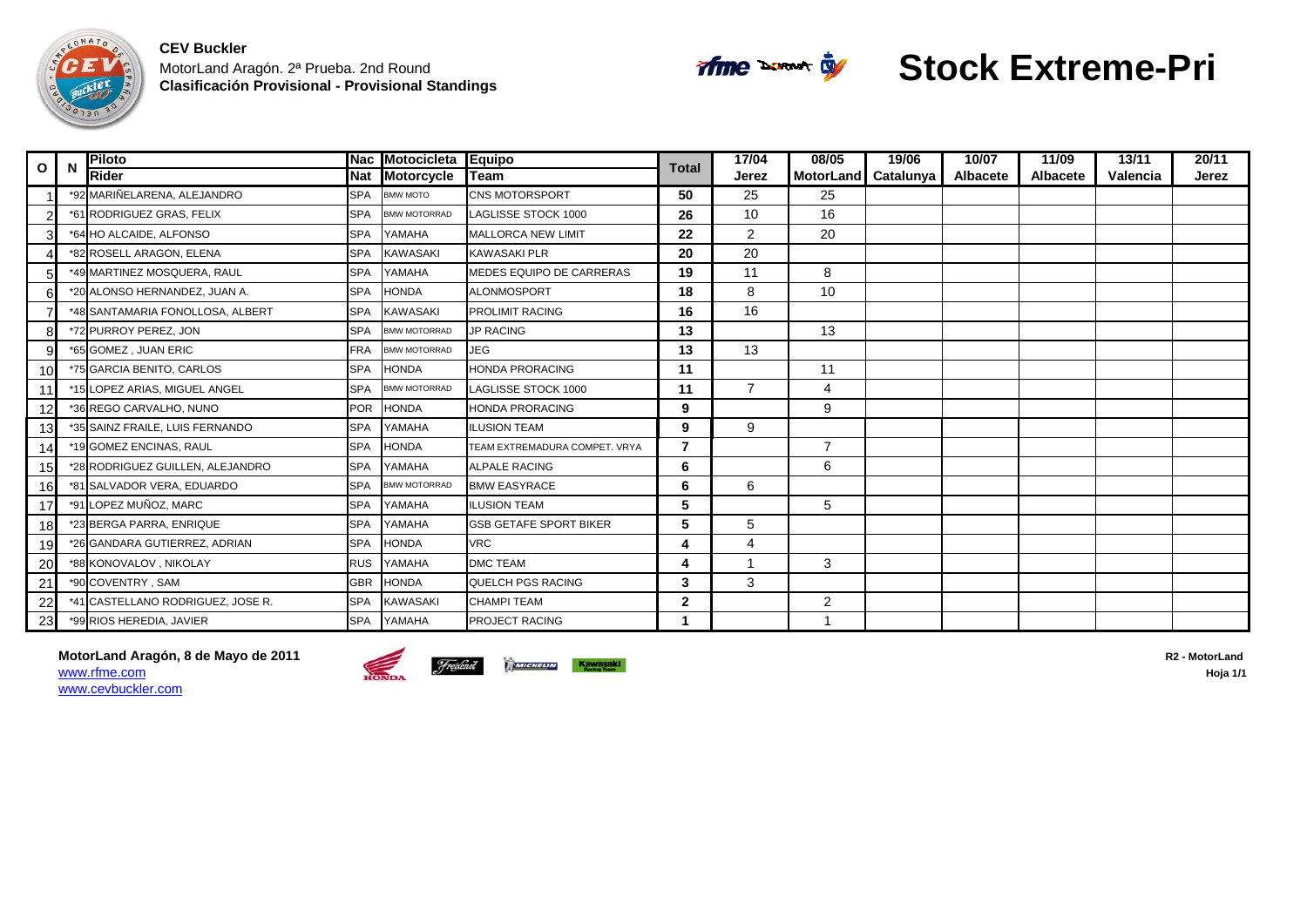**CEV Buckler**

MotorLand Aragón. 2ª Prueba. 2nd Round

**Clasificación Provisional - Provisional Standings**

# Stock Extreme-Pri

| O | N | Piloto Rider | Nac Nat | Motocicleta Motorcycle | Equipo Team | Total | 17/04 Jerez | 08/05 MotorLand | 19/06 Catalunya | 10/07 Albacete | 11/09 Albacete | 13/11 Valencia | 20/11 Jerez |
|---|---|---|---|---|---|---|---|---|---|---|---|---|---|
| 1 | *92 | MARIÑELARENA, ALEJANDRO | SPA | BMW MOTO | CNS MOTORSPORT | 50 | 25 | 25 | | | | | |
| 2 | *61 | RODRIGUEZ GRAS, FELIX | SPA | BMW MOTORRAD | LAGLISSE STOCK 1000 | 26 | 10 | 16 | | | | | |
| 3 | *64 | HO ALCAIDE, ALFONSO | SPA | YAMAHA | MALLORCA NEW LIMIT | 22 | 2 | 20 | | | | | |
| 4 | *82 | ROSELL ARAGON, ELENA | SPA | KAWASAKI | KAWASAKI PLR | 20 | 20 | | | | | | |
| 5 | *49 | MARTINEZ MOSQUERA, RAUL | SPA | YAMAHA | MEDES EQUIPO DE CARRERAS | 19 | 11 | 8 | | | | | |
| 6 | *20 | ALONSO HERNANDEZ, JUAN A. | SPA | HONDA | ALONMOSPORT | 18 | 8 | 10 | | | | | |
| 7 | *48 | SANTAMARIA FONOLLOSA, ALBERT | SPA | KAWASAKI | PROLIMIT RACING | 16 | 16 | | | | | | |
| 8 | *72 | PURROY PEREZ, JON | SPA | BMW MOTORRAD | JP RACING | 13 | | 13 | | | | | |
| 9 | *65 | GOMEZ , JUAN ERIC | FRA | BMW MOTORRAD | JEG | 13 | 13 | | | | | | |
| 10 | *75 | GARCIA BENITO, CARLOS | SPA | HONDA | HONDA PRORACING | 11 | | 11 | | | | | |
| 11 | *15 | LOPEZ ARIAS, MIGUEL ANGEL | SPA | BMW MOTORRAD | LAGLISSE STOCK 1000 | 11 | 7 | 4 | | | | | |
| 12 | *36 | REGO CARVALHO, NUNO | POR | HONDA | HONDA PRORACING | 9 | | 9 | | | | | |
| 13 | *35 | SAINZ FRAILE, LUIS FERNANDO | SPA | YAMAHA | ILUSION TEAM | 9 | 9 | | | | | | |
| 14 | *19 | GOMEZ ENCINAS, RAUL | SPA | HONDA | TEAM EXTREMADURA COMPET. VRYA | 7 | | 7 | | | | | |
| 15 | *28 | RODRIGUEZ GUILLEN, ALEJANDRO | SPA | YAMAHA | ALPALE RACING | 6 | | 6 | | | | | |
| 16 | *81 | SALVADOR VERA, EDUARDO | SPA | BMW MOTORRAD | BMW EASYRACE | 6 | 6 | | | | | | |
| 17 | *91 | LOPEZ MUÑOZ, MARC | SPA | YAMAHA | ILUSION TEAM | 5 | | 5 | | | | | |
| 18 | *23 | BERGA PARRA, ENRIQUE | SPA | YAMAHA | GSB GETAFE SPORT BIKER | 5 | 5 | | | | | | |
| 19 | *26 | GANDARA GUTIERREZ, ADRIAN | SPA | HONDA | VRC | 4 | 4 | | | | | | |
| 20 | *88 | KONOVALOV , NIKOLAY | RUS | YAMAHA | DMC TEAM | 4 | 1 | 3 | | | | | |
| 21 | *90 | COVENTRY , SAM | GBR | HONDA | QUELCH PGS RACING | 3 | 3 | | | | | | |
| 22 | *41 | CASTELLANO RODRIGUEZ, JOSE R. | SPA | KAWASAKI | CHAMPI TEAM | 2 | | 2 | | | | | |
| 23 | *99 | RIOS HEREDIA, JAVIER | SPA | YAMAHA | PROJECT RACING | 1 | | 1 | | | | | |

**MotorLand Aragón, 8 de Mayo de 2011**

www.rfme.com

www.cevbuckler.com

**R2 - MotorLand**

**Hoja 1/1**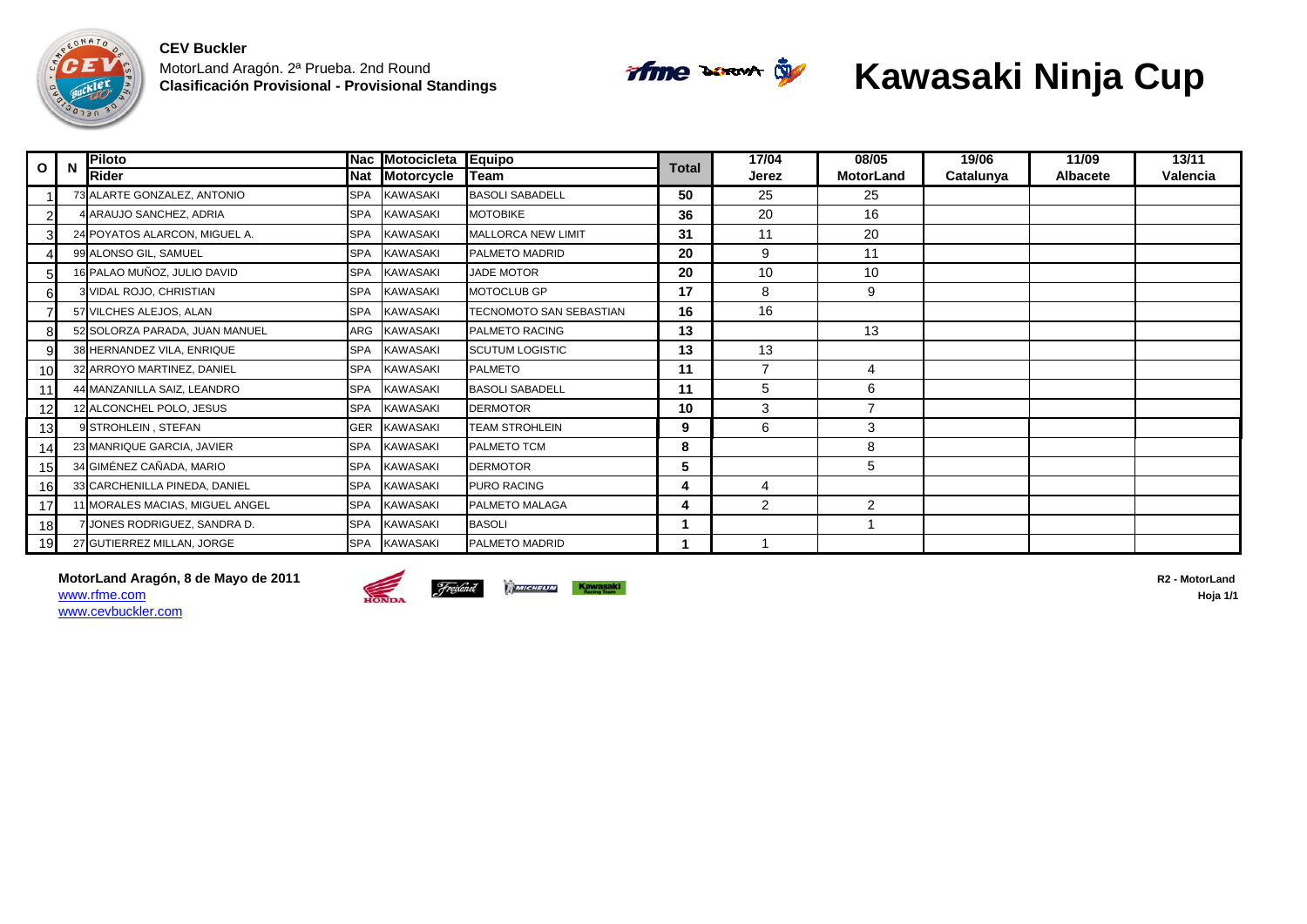**CEV Buckler**

MotorLand Aragón. 2ª Prueba. 2nd Round

**Clasificación Provisional - Provisional Standings**

# Kawasaki Ninja Cup

| O | N | Piloto / Rider | Nac / Nat | Motocicleta / Motorcycle | Equipo / Team | Total | 17/04 Jerez | 08/05 MotorLand | 19/06 Catalunya | 11/09 Albacete | 13/11 Valencia |
|---|---|---|---|---|---|---|---|---|---|---|---|
| 1 | 73 | ALARTE GONZALEZ, ANTONIO | SPA | KAWASAKI | BASOLI SABADELL | **50** | 25 | 25 | | | |
| 2 | 4 | ARAUJO SANCHEZ, ADRIA | SPA | KAWASAKI | MOTOBIKE | **36** | 20 | 16 | | | |
| 3 | 24 | POYATOS ALARCON, MIGUEL A. | SPA | KAWASAKI | MALLORCA NEW LIMIT | **31** | 11 | 20 | | | |
| 4 | 99 | ALONSO GIL, SAMUEL | SPA | KAWASAKI | PALMETO MADRID | **20** | 9 | 11 | | | |
| 5 | 16 | PALAO MUÑOZ, JULIO DAVID | SPA | KAWASAKI | JADE MOTOR | **20** | 10 | 10 | | | |
| 6 | 3 | VIDAL ROJO, CHRISTIAN | SPA | KAWASAKI | MOTOCLUB GP | **17** | 8 | 9 | | | |
| 7 | 57 | VILCHES ALEJOS, ALAN | SPA | KAWASAKI | TECNOMOTO SAN SEBASTIAN | **16** | 16 | | | | |
| 8 | 52 | SOLORZA PARADA, JUAN MANUEL | ARG | KAWASAKI | PALMETO RACING | **13** | | 13 | | | |
| 9 | 38 | HERNANDEZ VILA, ENRIQUE | SPA | KAWASAKI | SCUTUM LOGISTIC | **13** | 13 | | | | |
| 10 | 32 | ARROYO MARTINEZ, DANIEL | SPA | KAWASAKI | PALMETO | **11** | 7 | 4 | | | |
| 11 | 44 | MANZANILLA SAIZ, LEANDRO | SPA | KAWASAKI | BASOLI SABADELL | **11** | 5 | 6 | | | |
| 12 | 12 | ALCONCHEL POLO, JESUS | SPA | KAWASAKI | DERMOTOR | **10** | 3 | 7 | | | |
| 13 | 9 | STROHLEIN , STEFAN | GER | KAWASAKI | TEAM STROHLEIN | **9** | 6 | 3 | | | |
| 14 | 23 | MANRIQUE GARCIA, JAVIER | SPA | KAWASAKI | PALMETO TCM | **8** | | 8 | | | |
| 15 | 34 | GIMÉNEZ CAÑADA, MARIO | SPA | KAWASAKI | DERMOTOR | **5** | | 5 | | | |
| 16 | 33 | CARCHENILLA PINEDA, DANIEL | SPA | KAWASAKI | PURO RACING | **4** | 4 | | | | |
| 17 | 11 | MORALES MACIAS, MIGUEL ANGEL | SPA | KAWASAKI | PALMETO MALAGA | **4** | 2 | 2 | | | |
| 18 | 7 | JONES RODRIGUEZ, SANDRA D. | SPA | KAWASAKI | BASOLI | **1** | | 1 | | | |
| 19 | 27 | GUTIERREZ MILLAN, JORGE | SPA | KAWASAKI | PALMETO MADRID | **1** | 1 | | | | |

**MotorLand Aragón, 8 de Mayo de 2011**

www.rfme.com

www.cevbuckler.com

**R2 - MotorLand**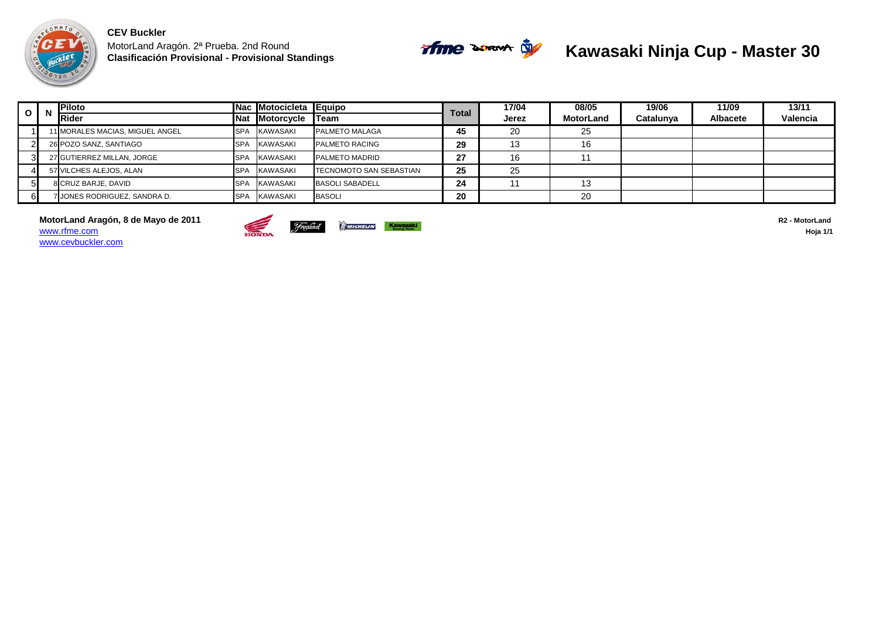**CEV Buckler**

MotorLand Aragón. 2ª Prueba. 2nd Round

**Clasificación Provisional - Provisional Standings**

# Kawasaki Ninja Cup - Master 30

| O | N | Piloto / Rider | Nac / Nat | Motocicleta / Motorcycle | Equipo / Team | Total | 17/04 Jerez | 08/05 MotorLand | 19/06 Catalunya | 11/09 Albacete | 13/11 Valencia |
|---|---|---|---|---|---|---|---|---|---|---|---|
| 1 | 11 | MORALES MACIAS, MIGUEL ANGEL | SPA | KAWASAKI | PALMETO MALAGA | 45 | 20 | 25 | | | |
| 2 | 26 | POZO SANZ, SANTIAGO | SPA | KAWASAKI | PALMETO RACING | 29 | 13 | 16 | | | |
| 3 | 27 | GUTIERREZ MILLAN, JORGE | SPA | KAWASAKI | PALMETO MADRID | 27 | 16 | 11 | | | |
| 4 | 57 | VILCHES ALEJOS, ALAN | SPA | KAWASAKI | TECNOMOTO SAN SEBASTIAN | 25 | 25 | | | | |
| 5 | 8 | CRUZ BARJE, DAVID | SPA | KAWASAKI | BASOLI SABADELL | 24 | 11 | 13 | | | |
| 6 | 7 | JONES RODRIGUEZ, SANDRA D. | SPA | KAWASAKI | BASOLI | 20 | | 20 | | | |

**MotorLand Aragón, 8 de Mayo de 2011**

www.rfme.com

www.cevbuckler.com

**R2 - MotorLand**

**Hoja 1/1**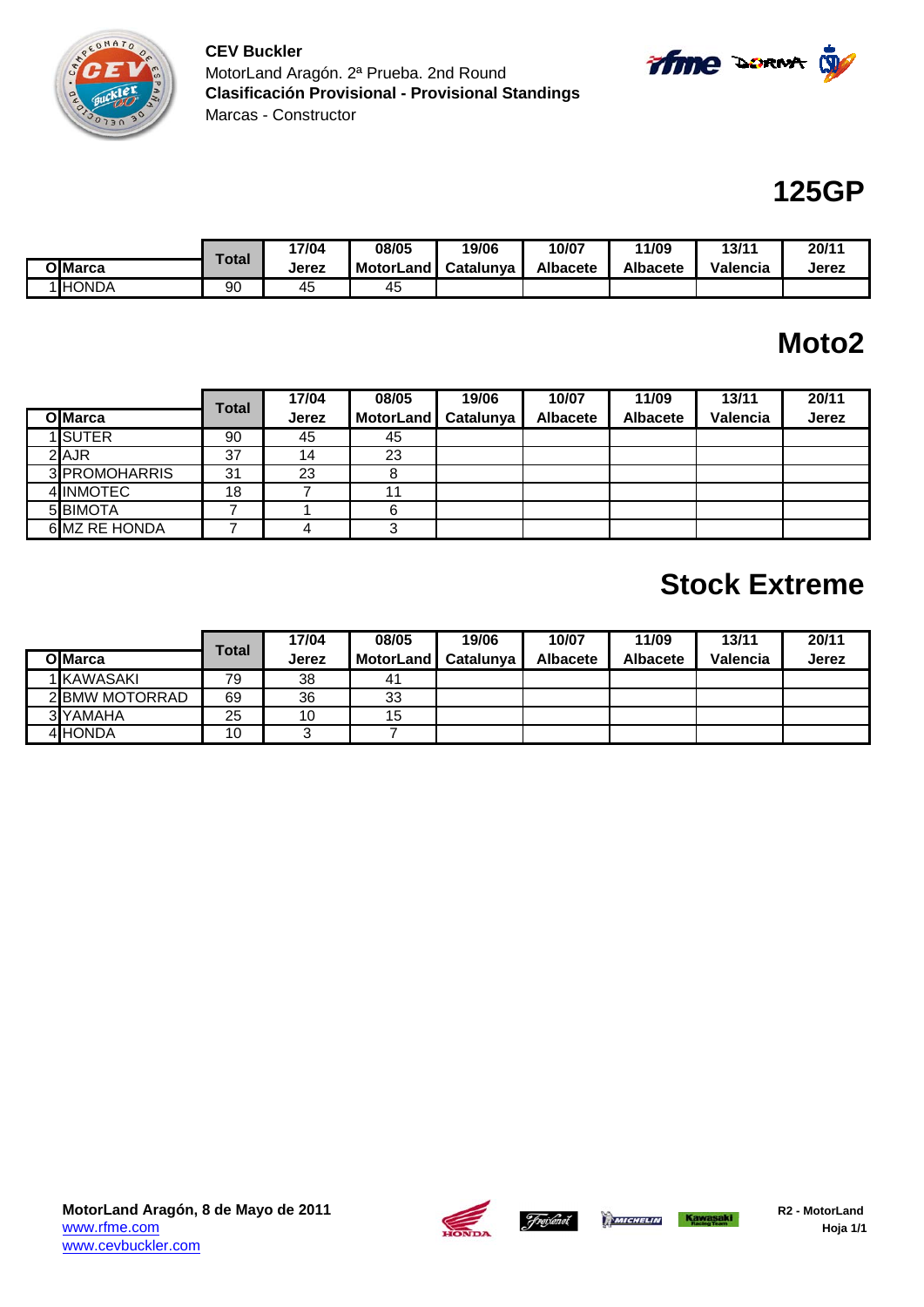**CEV Buckler**

MotorLand Aragón. 2ª Prueba. 2nd Round

**Clasificación Provisional - Provisional Standings**

Marcas - Constructor

## 125GP

| O | Marca | Total | 17/04 Jerez | 08/05 MotorLand | 19/06 Catalunya | 10/07 Albacete | 11/09 Albacete | 13/11 Valencia | 20/11 Jerez |
|---|---|---|---|---|---|---|---|---|---|
| 1 | HONDA | 90 | 45 | 45 | | | | | |

## Moto2

| O | Marca | Total | 17/04 Jerez | 08/05 MotorLand | 19/06 Catalunya | 10/07 Albacete | 11/09 Albacete | 13/11 Valencia | 20/11 Jerez |
|---|---|---|---|---|---|---|---|---|---|
| 1 | SUTER | 90 | 45 | 45 | | | | | |
| 2 | AJR | 37 | 14 | 23 | | | | | |
| 3 | PROMOHARRIS | 31 | 23 | 8 | | | | | |
| 4 | INMOTEC | 18 | 7 | 11 | | | | | |
| 5 | BIMOTA | 7 | 1 | 6 | | | | | |
| 6 | MZ RE HONDA | 7 | 4 | 3 | | | | | |

## Stock Extreme

| O | Marca | Total | 17/04 Jerez | 08/05 MotorLand | 19/06 Catalunya | 10/07 Albacete | 11/09 Albacete | 13/11 Valencia | 20/11 Jerez |
|---|---|---|---|---|---|---|---|---|---|
| 1 | KAWASAKI | 79 | 38 | 41 | | | | | |
| 2 | BMW MOTORRAD | 69 | 36 | 33 | | | | | |
| 3 | YAMAHA | 25 | 10 | 15 | | | | | |
| 4 | HONDA | 10 | 3 | 7 | | | | | |

**MotorLand Aragón, 8 de Mayo de 2011**

www.rfme.com

www.cevbuckler.com

**R2 - MotorLand**

**Hoja 1/1**